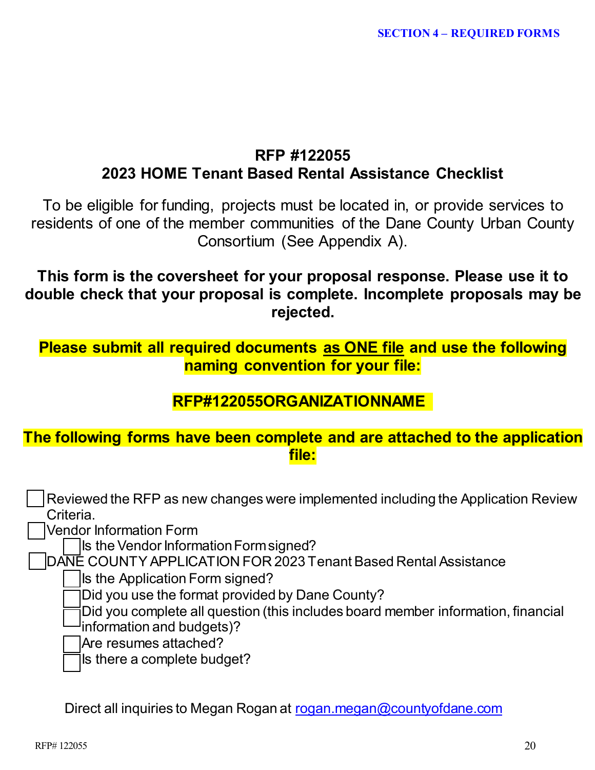**SECTION 4 – REQUIRED FORMS**

# RFP #122055
## 2023 HOME Tenant Based Rental Assistance Checklist

To be eligible for funding, projects must be located in, or provide services to residents of one of the member communities of the Dane County Urban County Consortium (See Appendix A).

**This form is the coversheet for your proposal response. Please use it to double check that your proposal is complete. Incomplete proposals may be rejected.**

**Please submit all required documents <u>as ONE file</u> and use the following naming convention for your file:**

**RFP#122055ORGANIZATIONNAME**

**The following forms have been complete and are attached to the application file:**

- [ ] Reviewed the RFP as new changes were implemented including the Application Review Criteria.
- [ ] Vendor Information Form
  - [ ] Is the Vendor Information Form signed?
- [ ] DANE COUNTY APPLICATION FOR 2023 Tenant Based Rental Assistance
  - [ ] Is the Application Form signed?
  - [ ] Did you use the format provided by Dane County?
  - [ ] Did you complete all question (this includes board member information, financial information and budgets)?
  - [ ] Are resumes attached?
  - [ ] Is there a complete budget?

Direct all inquiries to Megan Rogan at rogan.megan@countyofdane.com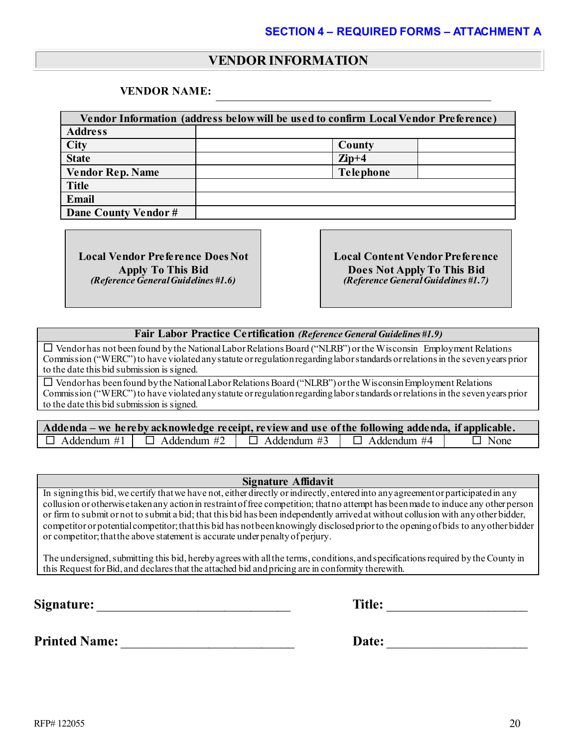**SECTION 4 – REQUIRED FORMS – ATTACHMENT A**

# VENDOR INFORMATION

**VENDOR NAME:** ______________________________________________

| Vendor Information (address below will be used to confirm Local Vendor Preference) | | | |
|---|---|---|---|
| **Address** | | | |
| **City** | | **County** | |
| **State** | | **Zip+4** | |
| **Vendor Rep. Name** | | **Telephone** | |
| **Title** | | | |
| **Email** | | | |
| **Dane County Vendor #** | | | |

**Local Vendor Preference Does Not Apply To This Bid**
*(Reference General Guidelines #1.6)*

**Local Content Vendor Preference Does Not Apply To This Bid**
*(Reference General Guidelines #1.7)*

| **Fair Labor Practice Certification** *(Reference General Guidelines #1.9)* |
|---|
| ☐ Vendor has not been found by the National Labor Relations Board ("NLRB") or the Wisconsin Employment Relations Commission ("WERC") to have violated any statute or regulation regarding labor standards or relations in the seven years prior to the date this bid submission is signed. |
| ☐ Vendor has been found by the National Labor Relations Board ("NLRB") or the Wisconsin Employment Relations Commission ("WERC") to have violated any statute or regulation regarding labor standards or relations in the seven years prior to the date this bid submission is signed. |

| **Addenda – we hereby acknowledge receipt, review and use of the following addenda, if applicable.** | | | | |
|---|---|---|---|---|
| ☐ Addendum #1 | ☐ Addendum #2 | ☐ Addendum #3 | ☐ Addendum #4 | ☐ None |

| **Signature Affidavit** |
|---|
| In signing this bid, we certify that we have not, either directly or indirectly, entered into any agreement or participated in any collusion or otherwise taken any action in restraint of free competition; that no attempt has been made to induce any other person or firm to submit or not to submit a bid; that this bid has been independently arrived at without collusion with any other bidder, competitor or potential competitor; that this bid has not been knowingly disclosed prior to the opening of bids to any other bidder or competitor; that the above statement is accurate under penalty of perjury.<br><br>The undersigned, submitting this bid, hereby agrees with all the terms, conditions, and specifications required by the County in this Request for Bid, and declares that the attached bid and pricing are in conformity therewith. |

**Signature:** ______________________________ **Title:** ______________________

**Printed Name:** ___________________________ **Date:** ______________________

RFP# 122055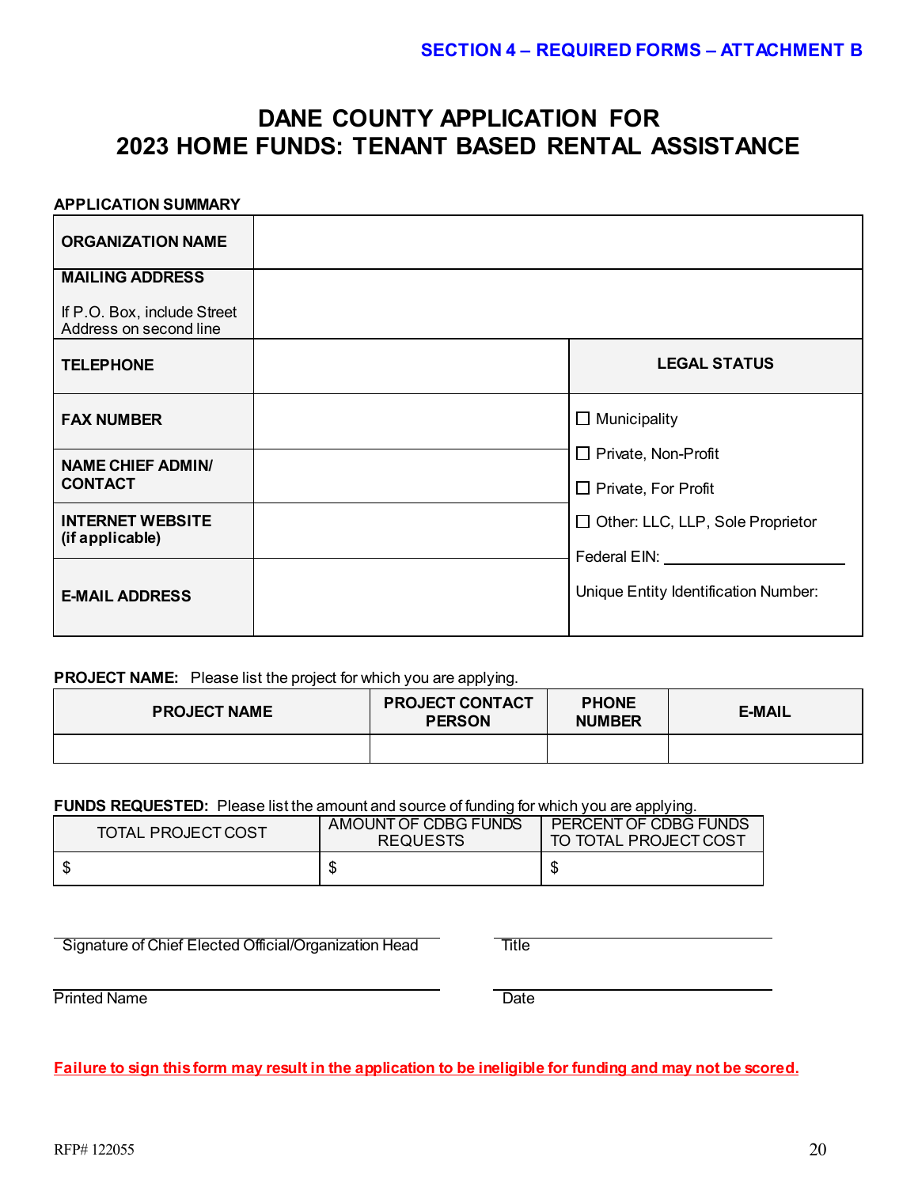SECTION 4 – REQUIRED FORMS – ATTACHMENT B

# DANE COUNTY APPLICATION FOR 2023 HOME FUNDS: TENANT BASED RENTAL ASSISTANCE

**APPLICATION SUMMARY**

| **ORGANIZATION NAME** | | |
|---|---|---|
| **MAILING ADDRESS**<br><br>If P.O. Box, include Street Address on second line | | |
| **TELEPHONE** | | **LEGAL STATUS** |
| **FAX NUMBER** | | ☐ Municipality<br>☐ Private, Non-Profit<br>☐ Private, For Profit<br>☐ Other: LLC, LLP, Sole Proprietor<br>Federal EIN: ____________<br>Unique Entity Identification Number: |
| **NAME CHIEF ADMIN/ CONTACT** | | |
| **INTERNET WEBSITE (if applicable)** | | |
| **E-MAIL ADDRESS** | | |

**PROJECT NAME:** Please list the project for which you are applying.

| PROJECT NAME | PROJECT CONTACT PERSON | PHONE NUMBER | E-MAIL |
|---|---|---|---|
| | | | |

**FUNDS REQUESTED:** Please list the amount and source of funding for which you are applying.

| TOTAL PROJECT COST | AMOUNT OF CDBG FUNDS REQUESTS | PERCENT OF CDBG FUNDS TO TOTAL PROJECT COST |
|---|---|---|
| $ | $ | $ |

______________________________ ______________________________
Signature of Chief Elected Official/Organization Head Title

______________________________ ______________________________
Printed Name Date

**Failure to sign this form may result in the application to be ineligible for funding and may not be scored.**

RFP# 122055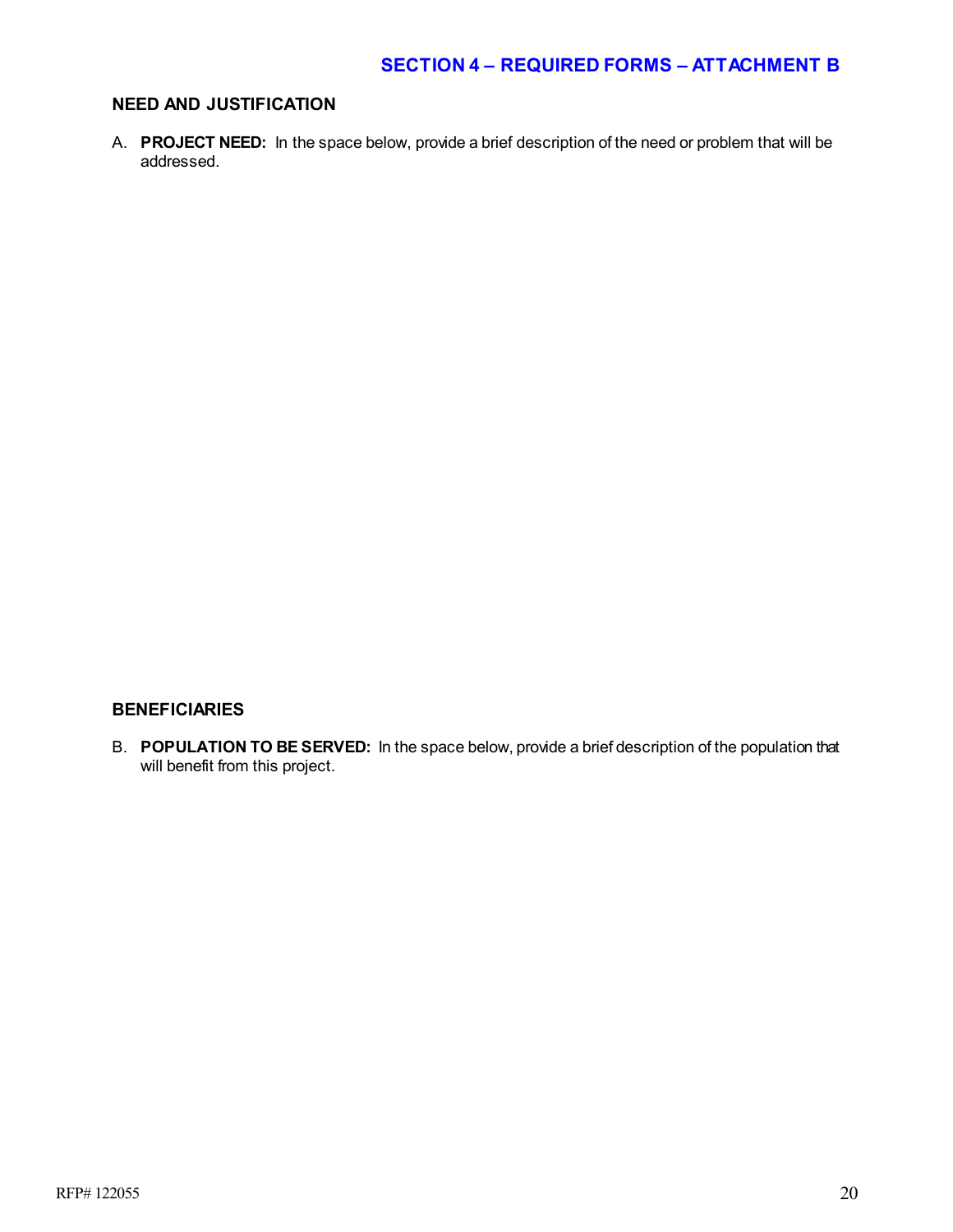## SECTION 4 – REQUIRED FORMS – ATTACHMENT B

### NEED AND JUSTIFICATION

A. **PROJECT NEED:** In the space below, provide a brief description of the need or problem that will be addressed.

### BENEFICIARIES

B. **POPULATION TO BE SERVED:** In the space below, provide a brief description of the population that will benefit from this project.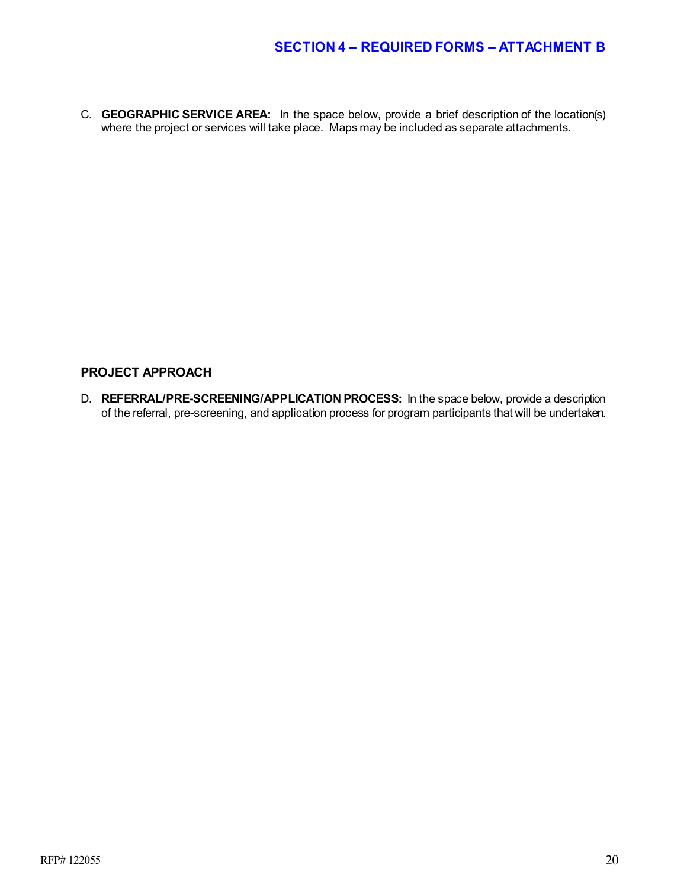## SECTION 4 – REQUIRED FORMS – ATTACHMENT B

C. **GEOGRAPHIC SERVICE AREA:** In the space below, provide a brief description of the location(s) where the project or services will take place. Maps may be included as separate attachments.

### PROJECT APPROACH

D. **REFERRAL/PRE-SCREENING/APPLICATION PROCESS:** In the space below, provide a description of the referral, pre-screening, and application process for program participants that will be undertaken.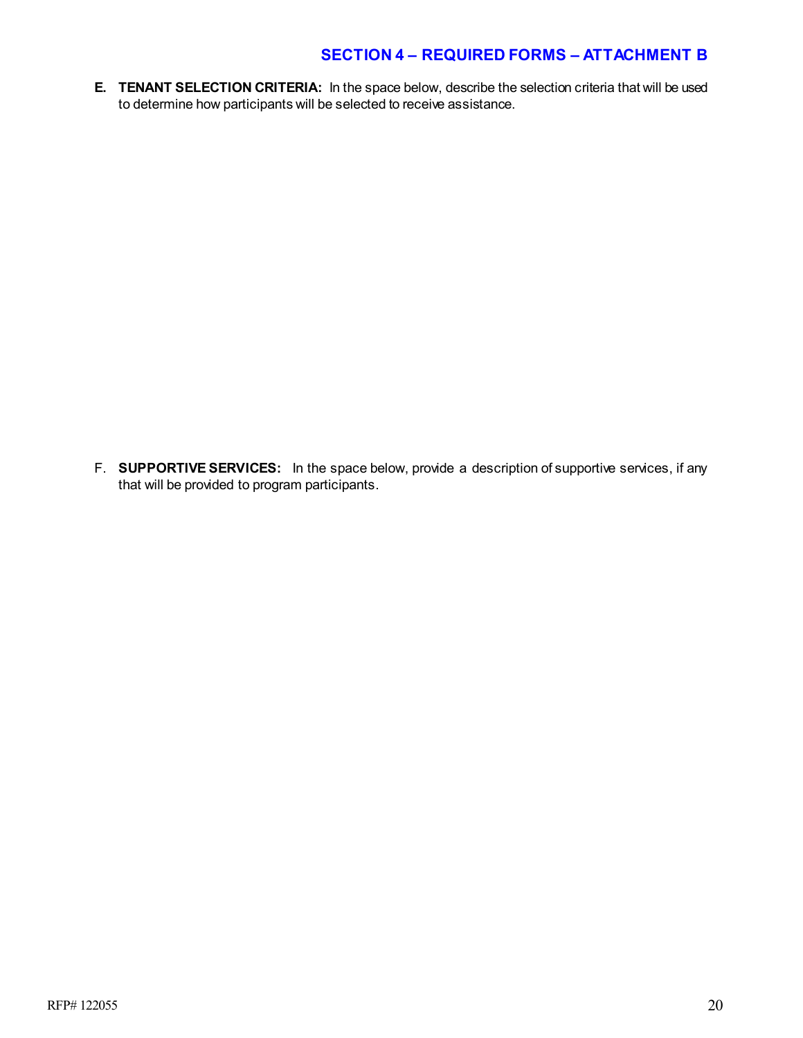## SECTION 4 – REQUIRED FORMS – ATTACHMENT B

**E. TENANT SELECTION CRITERIA:** In the space below, describe the selection criteria that will be used to determine how participants will be selected to receive assistance.

F. **SUPPORTIVE SERVICES:** In the space below, provide a description of supportive services, if any that will be provided to program participants.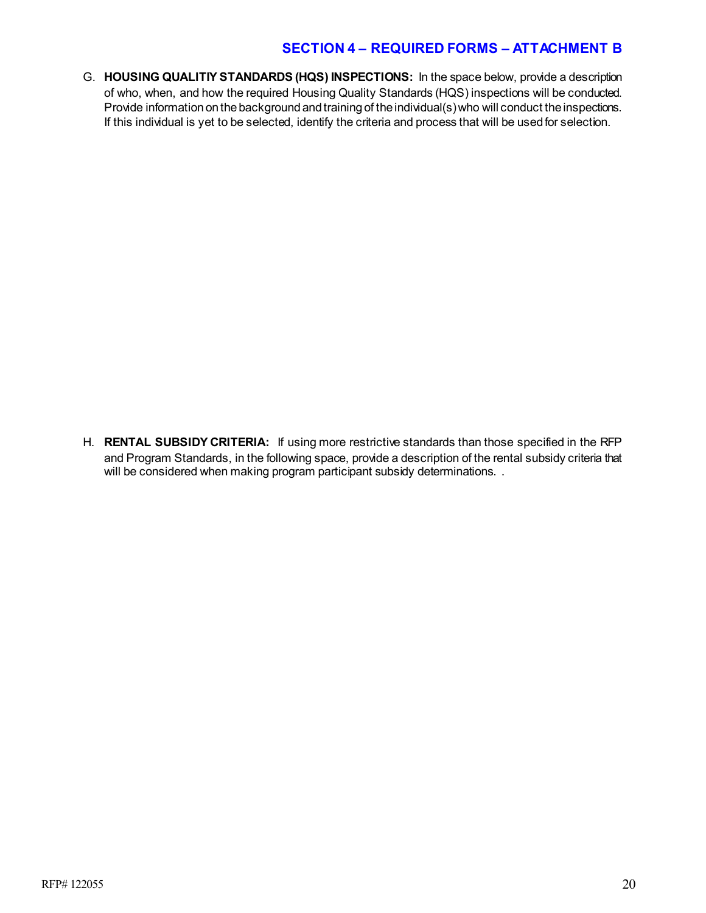## SECTION 4 – REQUIRED FORMS – ATTACHMENT B

G. **HOUSING QUALITIY STANDARDS (HQS) INSPECTIONS:** In the space below, provide a description of who, when, and how the required Housing Quality Standards (HQS) inspections will be conducted. Provide information on the background and training of the individual(s) who will conduct the inspections. If this individual is yet to be selected, identify the criteria and process that will be used for selection.

H. **RENTAL SUBSIDY CRITERIA:** If using more restrictive standards than those specified in the RFP and Program Standards, in the following space, provide a description of the rental subsidy criteria that will be considered when making program participant subsidy determinations. .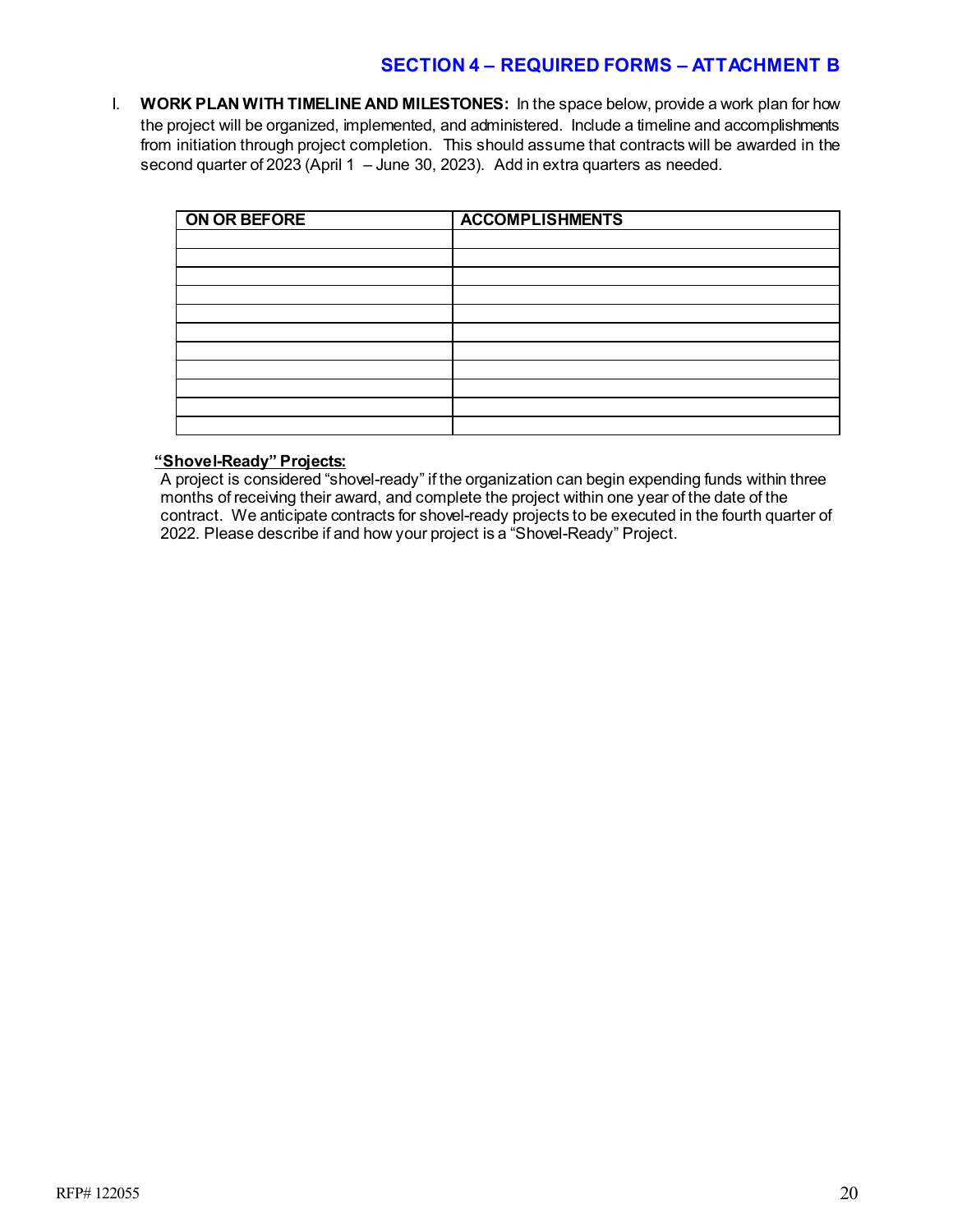## SECTION 4 – REQUIRED FORMS – ATTACHMENT B

I. **WORK PLAN WITH TIMELINE AND MILESTONES:** In the space below, provide a work plan for how the project will be organized, implemented, and administered. Include a timeline and accomplishments from initiation through project completion. This should assume that contracts will be awarded in the second quarter of 2023 (April 1 – June 30, 2023). Add in extra quarters as needed.

| ON OR BEFORE | ACCOMPLISHMENTS |
| --- | --- |
| | |
| | |
| | |
| | |
| | |
| | |
| | |
| | |
| | |
| | |
| | |

**<u>“Shovel-Ready” Projects:</u>**

A project is considered “shovel-ready” if the organization can begin expending funds within three months of receiving their award, and complete the project within one year of the date of the contract. We anticipate contracts for shovel-ready projects to be executed in the fourth quarter of 2022. Please describe if and how your project is a “Shovel-Ready” Project.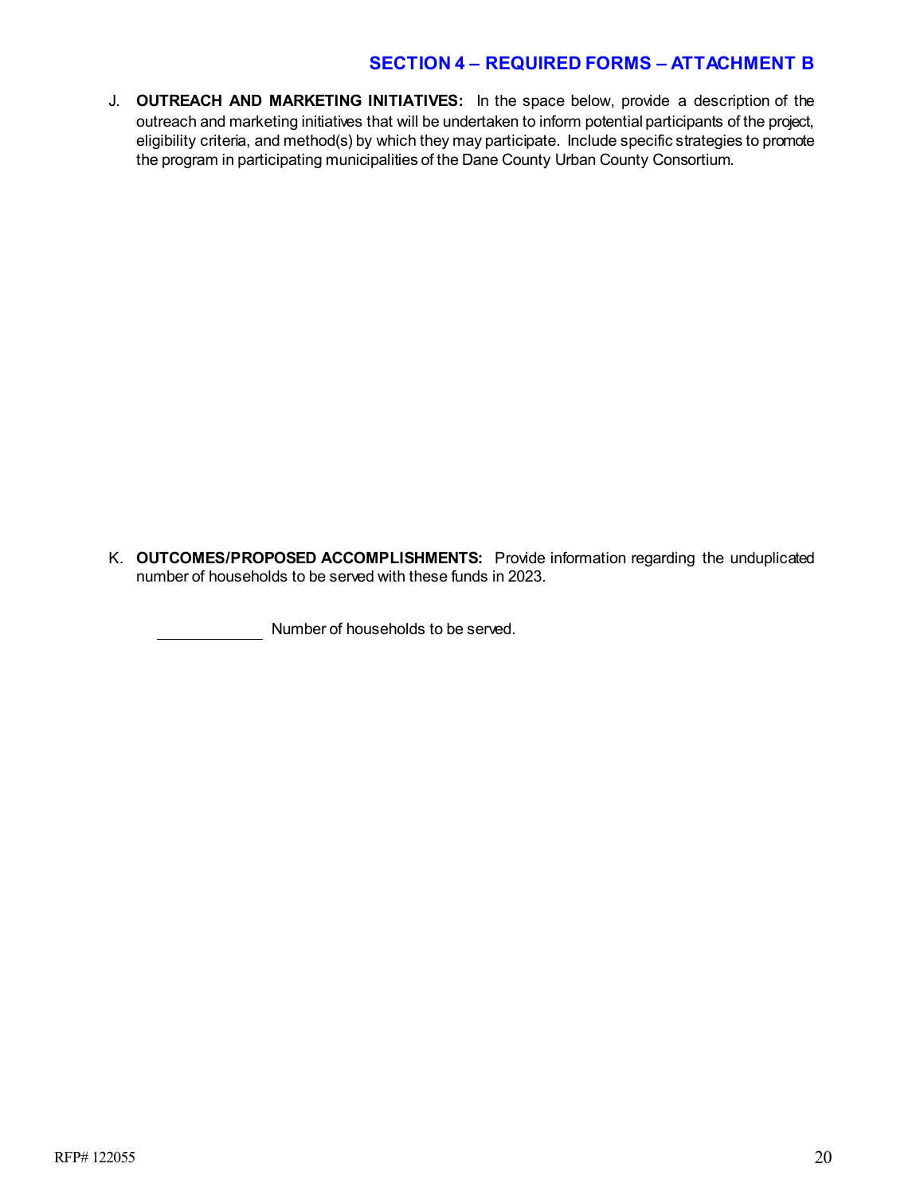## SECTION 4 – REQUIRED FORMS – ATTACHMENT B

J. **OUTREACH AND MARKETING INITIATIVES:** In the space below, provide a description of the outreach and marketing initiatives that will be undertaken to inform potential participants of the project, eligibility criteria, and method(s) by which they may participate. Include specific strategies to promote the program in participating municipalities of the Dane County Urban County Consortium.

K. **OUTCOMES/PROPOSED ACCOMPLISHMENTS:** Provide information regarding the unduplicated number of households to be served with these funds in 2023.

____________ Number of households to be served.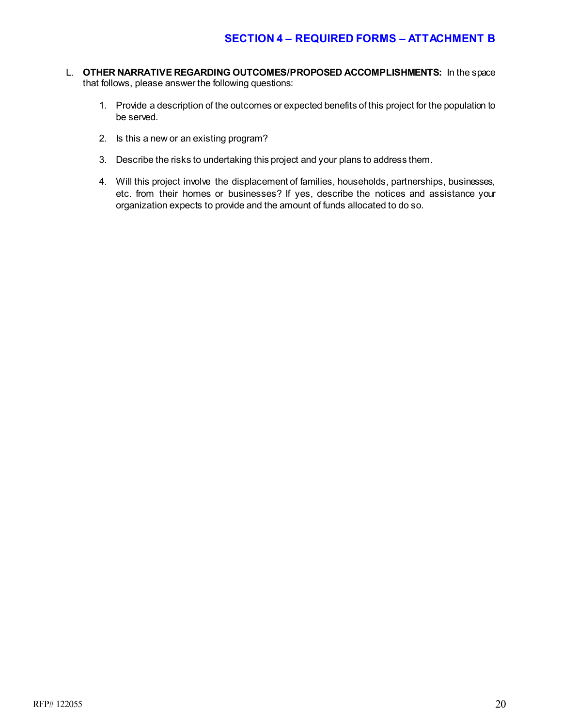## SECTION 4 – REQUIRED FORMS – ATTACHMENT B

L. **OTHER NARRATIVE REGARDING OUTCOMES/PROPOSED ACCOMPLISHMENTS:** In the space that follows, please answer the following questions:

1. Provide a description of the outcomes or expected benefits of this project for the population to be served.

2. Is this a new or an existing program?

3. Describe the risks to undertaking this project and your plans to address them.

4. Will this project involve the displacement of families, households, partnerships, businesses, etc. from their homes or businesses? If yes, describe the notices and assistance your organization expects to provide and the amount of funds allocated to do so.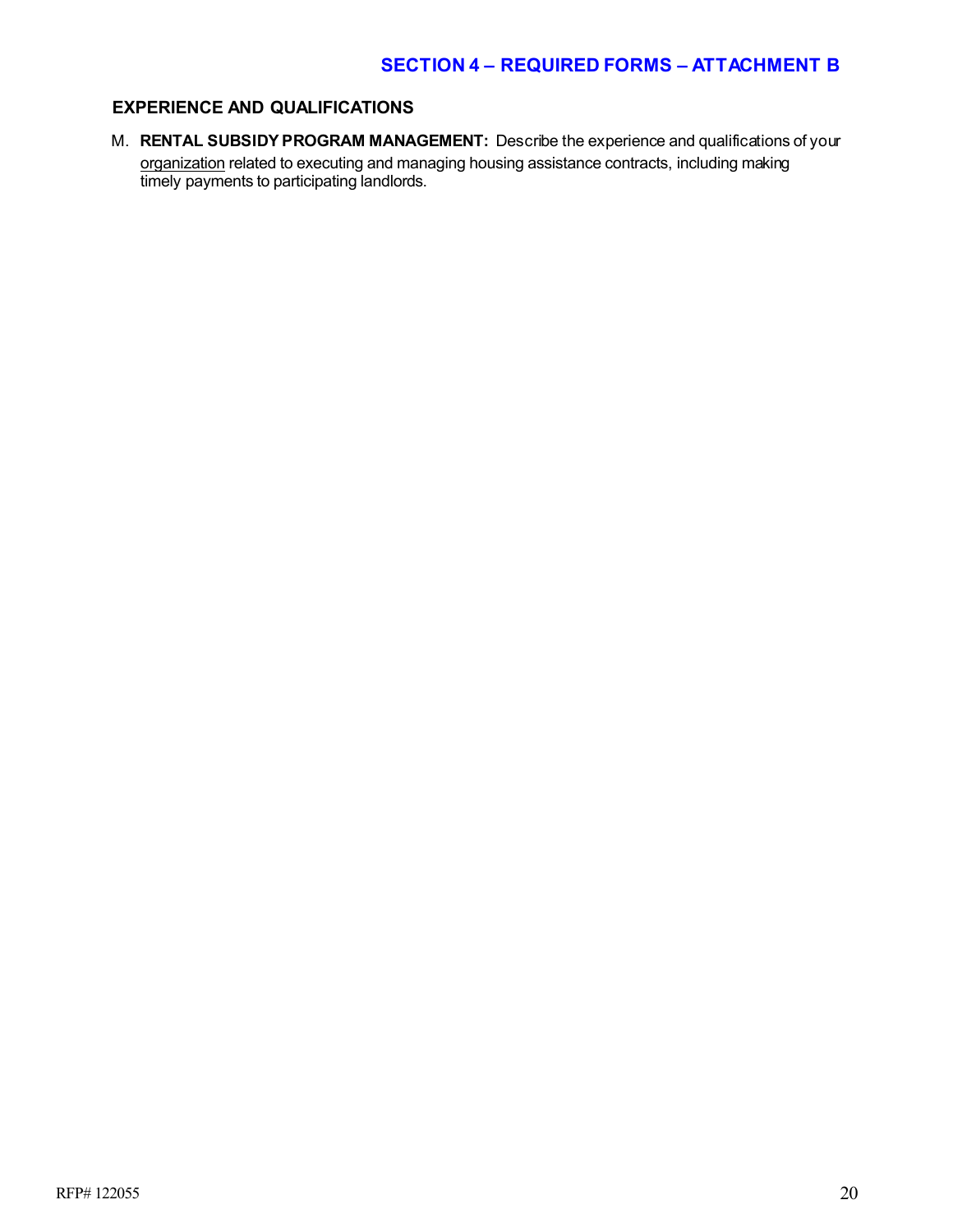## SECTION 4 – REQUIRED FORMS – ATTACHMENT B

### EXPERIENCE AND QUALIFICATIONS

M. **RENTAL SUBSIDY PROGRAM MANAGEMENT:** Describe the experience and qualifications of your organization related to executing and managing housing assistance contracts, including making timely payments to participating landlords.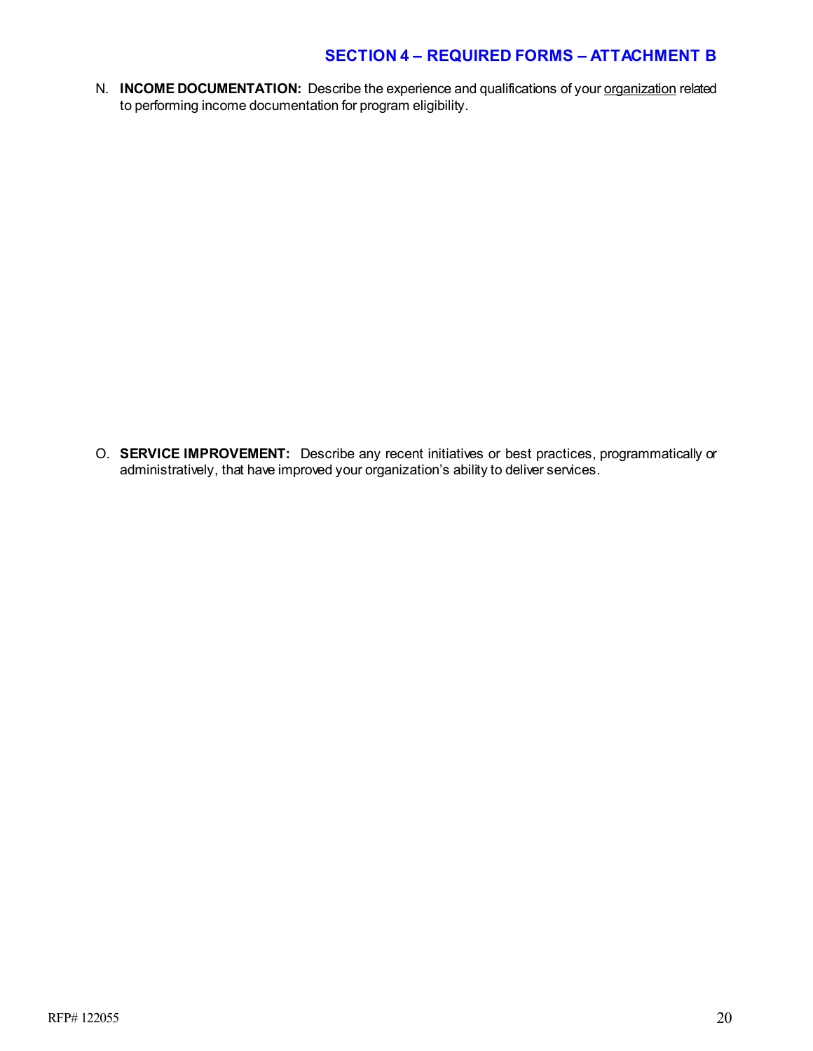## SECTION 4 – REQUIRED FORMS – ATTACHMENT B

N. **INCOME DOCUMENTATION:** Describe the experience and qualifications of your organization related to performing income documentation for program eligibility.

O. **SERVICE IMPROVEMENT:** Describe any recent initiatives or best practices, programmatically or administratively, that have improved your organization's ability to deliver services.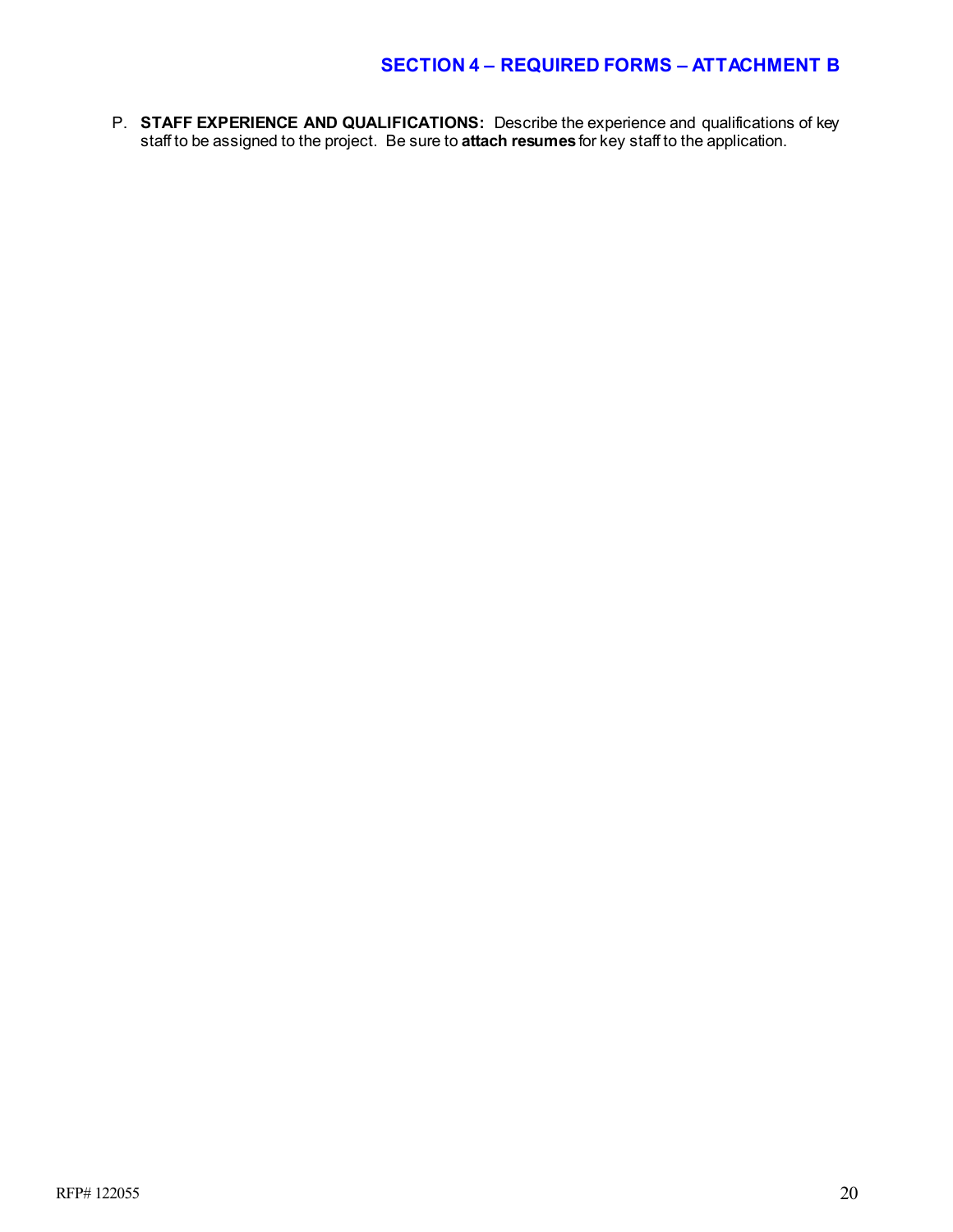## SECTION 4 – REQUIRED FORMS – ATTACHMENT B

P. **STAFF EXPERIENCE AND QUALIFICATIONS:** Describe the experience and qualifications of key staff to be assigned to the project. Be sure to **attach resumes** for key staff to the application.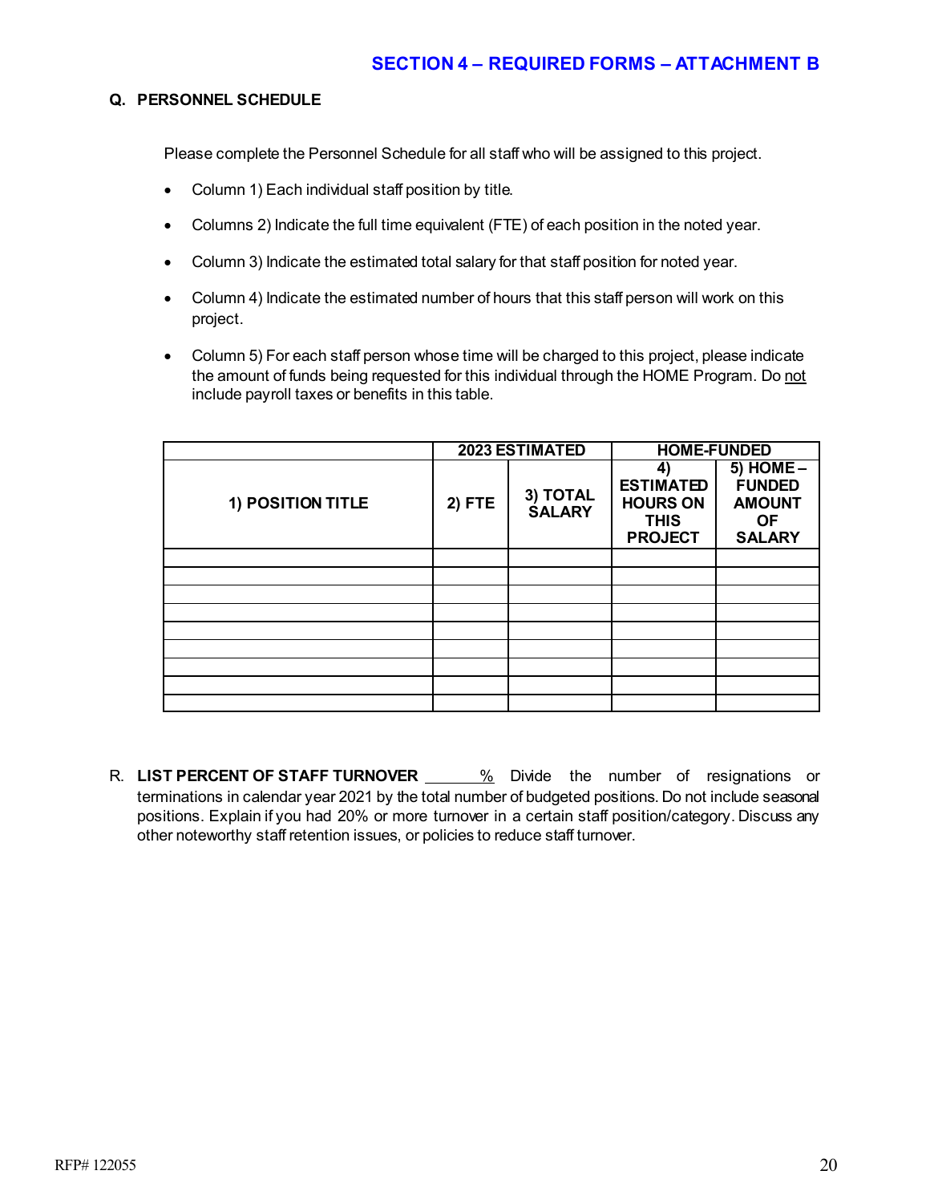## SECTION 4 – REQUIRED FORMS – ATTACHMENT B

### Q. PERSONNEL SCHEDULE

Please complete the Personnel Schedule for all staff who will be assigned to this project.

- Column 1) Each individual staff position by title.
- Columns 2) Indicate the full time equivalent (FTE) of each position in the noted year.
- Column 3) Indicate the estimated total salary for that staff position for noted year.
- Column 4) Indicate the estimated number of hours that this staff person will work on this project.
- Column 5) For each staff person whose time will be charged to this project, please indicate the amount of funds being requested for this individual through the HOME Program. Do not include payroll taxes or benefits in this table.

| | 2023 ESTIMATED | | HOME-FUNDED | |
|---|---|---|---|---|
| 1) POSITION TITLE | 2) FTE | 3) TOTAL SALARY | 4) ESTIMATED HOURS ON THIS PROJECT | 5) HOME – FUNDED AMOUNT OF SALARY |
| | | | | |
| | | | | |
| | | | | |
| | | | | |
| | | | | |
| | | | | |
| | | | | |
| | | | | |
| | | | | |

R. **LIST PERCENT OF STAFF TURNOVER** ______% Divide the number of resignations or terminations in calendar year 2021 by the total number of budgeted positions. Do not include seasonal positions. Explain if you had 20% or more turnover in a certain staff position/category. Discuss any other noteworthy staff retention issues, or policies to reduce staff turnover.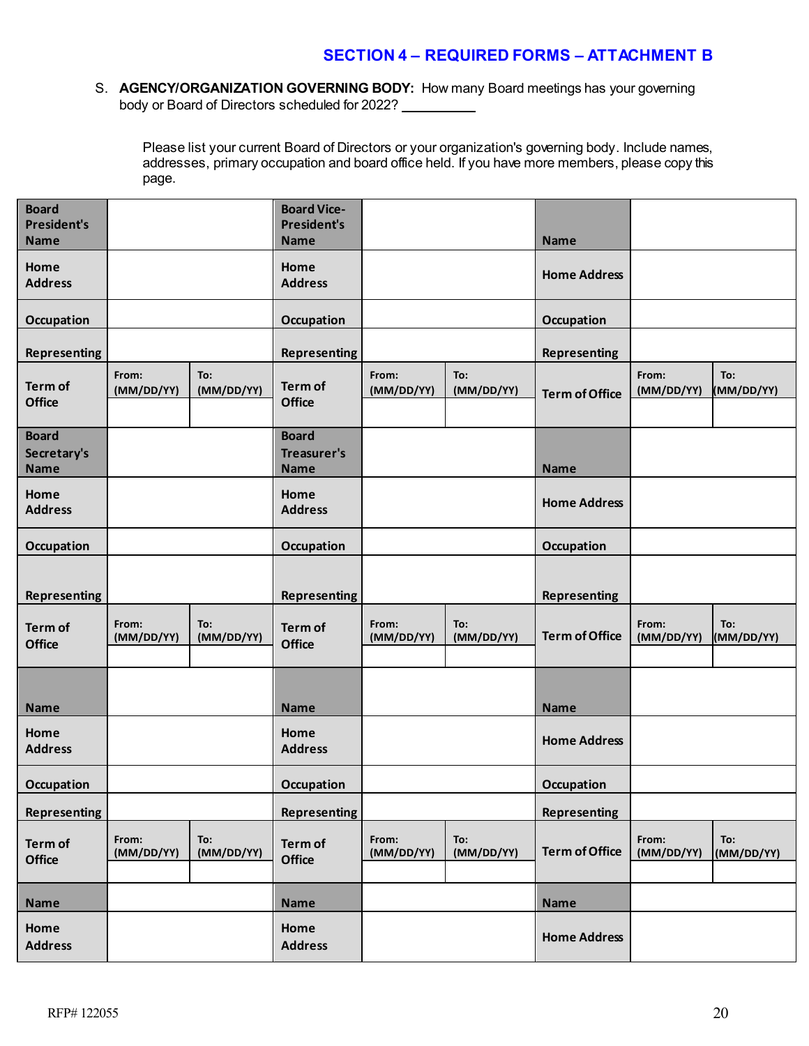## SECTION 4 – REQUIRED FORMS – ATTACHMENT B

S. **AGENCY/ORGANIZATION GOVERNING BODY:** How many Board meetings has your governing body or Board of Directors scheduled for 2022? __________

Please list your current Board of Directors or your organization's governing body. Include names, addresses, primary occupation and board office held. If you have more members, please copy this page.

| | | | | | | | | |
|---|---|---|---|---|---|---|---|---|
| **Board President's Name** | | | **Board Vice-President's Name** | | | **Name** | | |
| **Home Address** | | | **Home Address** | | | **Home Address** | | |
| **Occupation** | | | **Occupation** | | | **Occupation** | | |
| **Representing** | | | **Representing** | | | **Representing** | | |
| **Term of Office** | **From: (MM/DD/YY)** | **To: (MM/DD/YY)** | **Term of Office** | **From: (MM/DD/YY)** | **To: (MM/DD/YY)** | **Term of Office** | **From: (MM/DD/YY)** | **To: (MM/DD/YY)** |
| **Board Secretary's Name** | | | **Board Treasurer's Name** | | | **Name** | | |
| **Home Address** | | | **Home Address** | | | **Home Address** | | |
| **Occupation** | | | **Occupation** | | | **Occupation** | | |
| **Representing** | | | **Representing** | | | **Representing** | | |
| **Term of Office** | **From: (MM/DD/YY)** | **To: (MM/DD/YY)** | **Term of Office** | **From: (MM/DD/YY)** | **To: (MM/DD/YY)** | **Term of Office** | **From: (MM/DD/YY)** | **To: (MM/DD/YY)** |
| **Name** | | | **Name** | | | **Name** | | |
| **Home Address** | | | **Home Address** | | | **Home Address** | | |
| **Occupation** | | | **Occupation** | | | **Occupation** | | |
| **Representing** | | | **Representing** | | | **Representing** | | |
| **Term of Office** | **From: (MM/DD/YY)** | **To: (MM/DD/YY)** | **Term of Office** | **From: (MM/DD/YY)** | **To: (MM/DD/YY)** | **Term of Office** | **From: (MM/DD/YY)** | **To: (MM/DD/YY)** |
| **Name** | | | **Name** | | | **Name** | | |
| **Home Address** | | | **Home Address** | | | **Home Address** | | |

RFP# 122055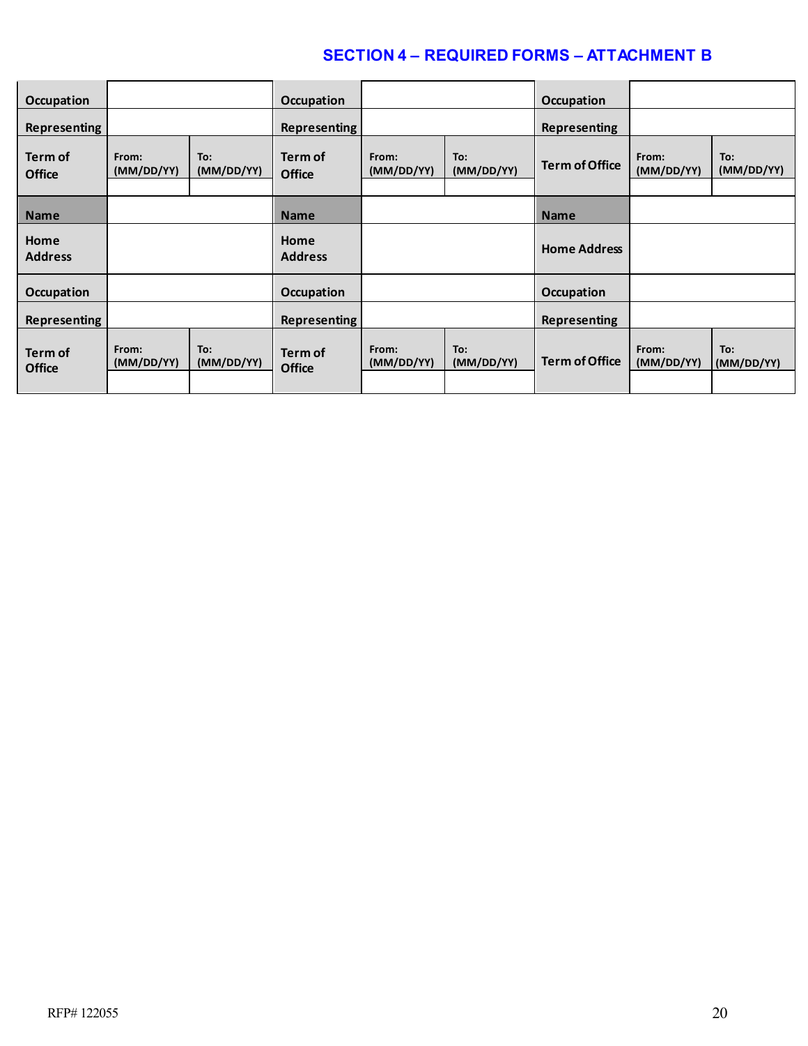## SECTION 4 – REQUIRED FORMS – ATTACHMENT B

| | | | | | | | | |
|---|---|---|---|---|---|---|---|---|
| **Occupation** | | | **Occupation** | | | **Occupation** | | |
| **Representing** | | | **Representing** | | | **Representing** | | |
| **Term of Office** | **From: (MM/DD/YY)** | **To: (MM/DD/YY)** | **Term of Office** | **From: (MM/DD/YY)** | **To: (MM/DD/YY)** | **Term of Office** | **From: (MM/DD/YY)** | **To: (MM/DD/YY)** |
| | | | | | | | | |
| **Name** | | | **Name** | | | **Name** | | |
| **Home Address** | | | **Home Address** | | | **Home Address** | | |
| **Occupation** | | | **Occupation** | | | **Occupation** | | |
| **Representing** | | | **Representing** | | | **Representing** | | |
| **Term of Office** | **From: (MM/DD/YY)** | **To: (MM/DD/YY)** | **Term of Office** | **From: (MM/DD/YY)** | **To: (MM/DD/YY)** | **Term of Office** | **From: (MM/DD/YY)** | **To: (MM/DD/YY)** |
| | | | | | | | | |

RFP# 122055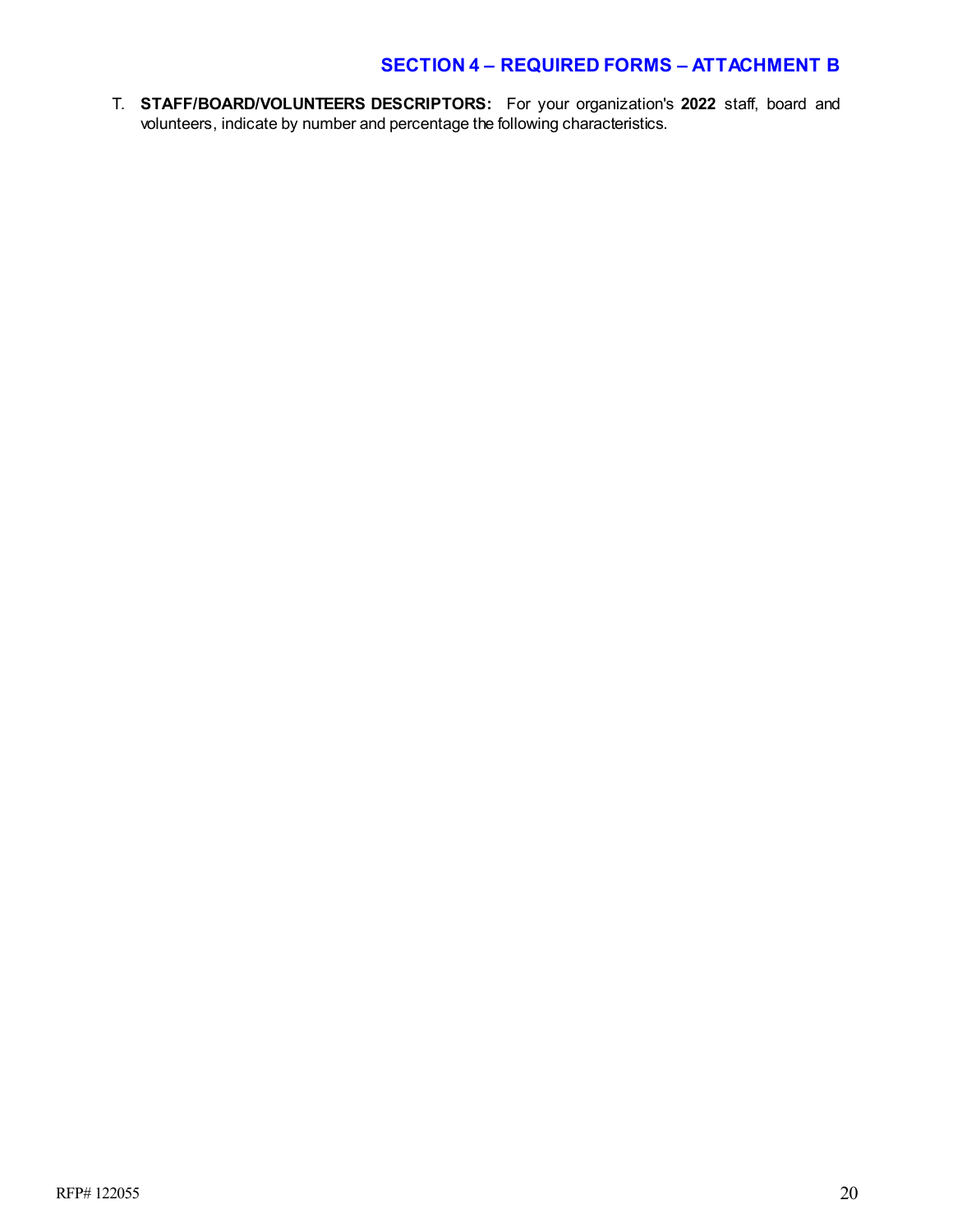## SECTION 4 – REQUIRED FORMS – ATTACHMENT B

T. **STAFF/BOARD/VOLUNTEERS DESCRIPTORS:** For your organization's **2022** staff, board and volunteers, indicate by number and percentage the following characteristics.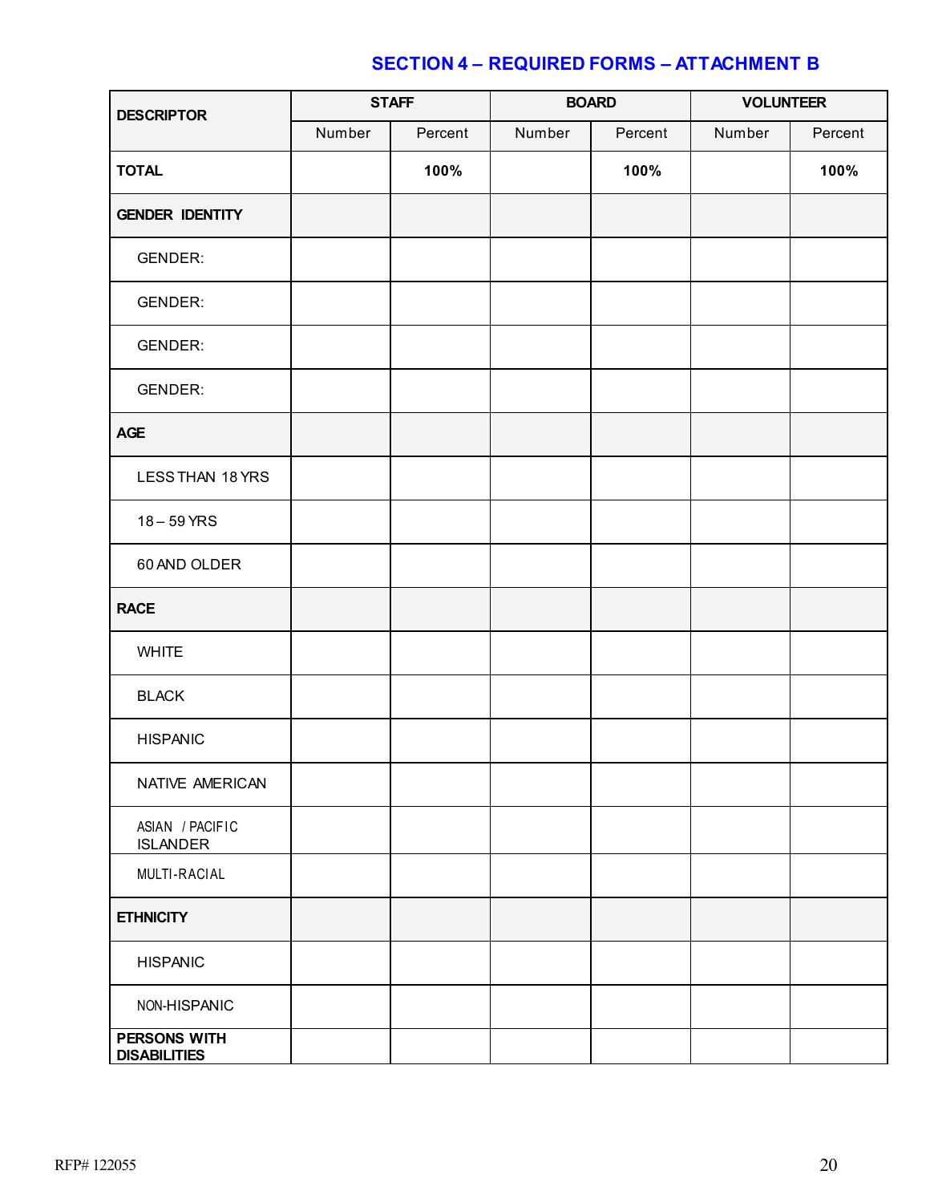## SECTION 4 – REQUIRED FORMS – ATTACHMENT B

| DESCRIPTOR | STAFF | | BOARD | | VOLUNTEER | |
|---|---|---|---|---|---|---|
| | Number | Percent | Number | Percent | Number | Percent |
| **TOTAL** | | **100%** | | **100%** | | **100%** |
| **GENDER IDENTITY** | | | | | | |
| GENDER: | | | | | | |
| GENDER: | | | | | | |
| GENDER: | | | | | | |
| GENDER: | | | | | | |
| **AGE** | | | | | | |
| LESS THAN 18 YRS | | | | | | |
| 18 – 59 YRS | | | | | | |
| 60 AND OLDER | | | | | | |
| **RACE** | | | | | | |
| WHITE | | | | | | |
| BLACK | | | | | | |
| HISPANIC | | | | | | |
| NATIVE AMERICAN | | | | | | |
| ASIAN / PACIFIC ISLANDER | | | | | | |
| MULTI-RACIAL | | | | | | |
| **ETHNICITY** | | | | | | |
| HISPANIC | | | | | | |
| NON-HISPANIC | | | | | | |
| **PERSONS WITH DISABILITIES** | | | | | | |

RFP# 122055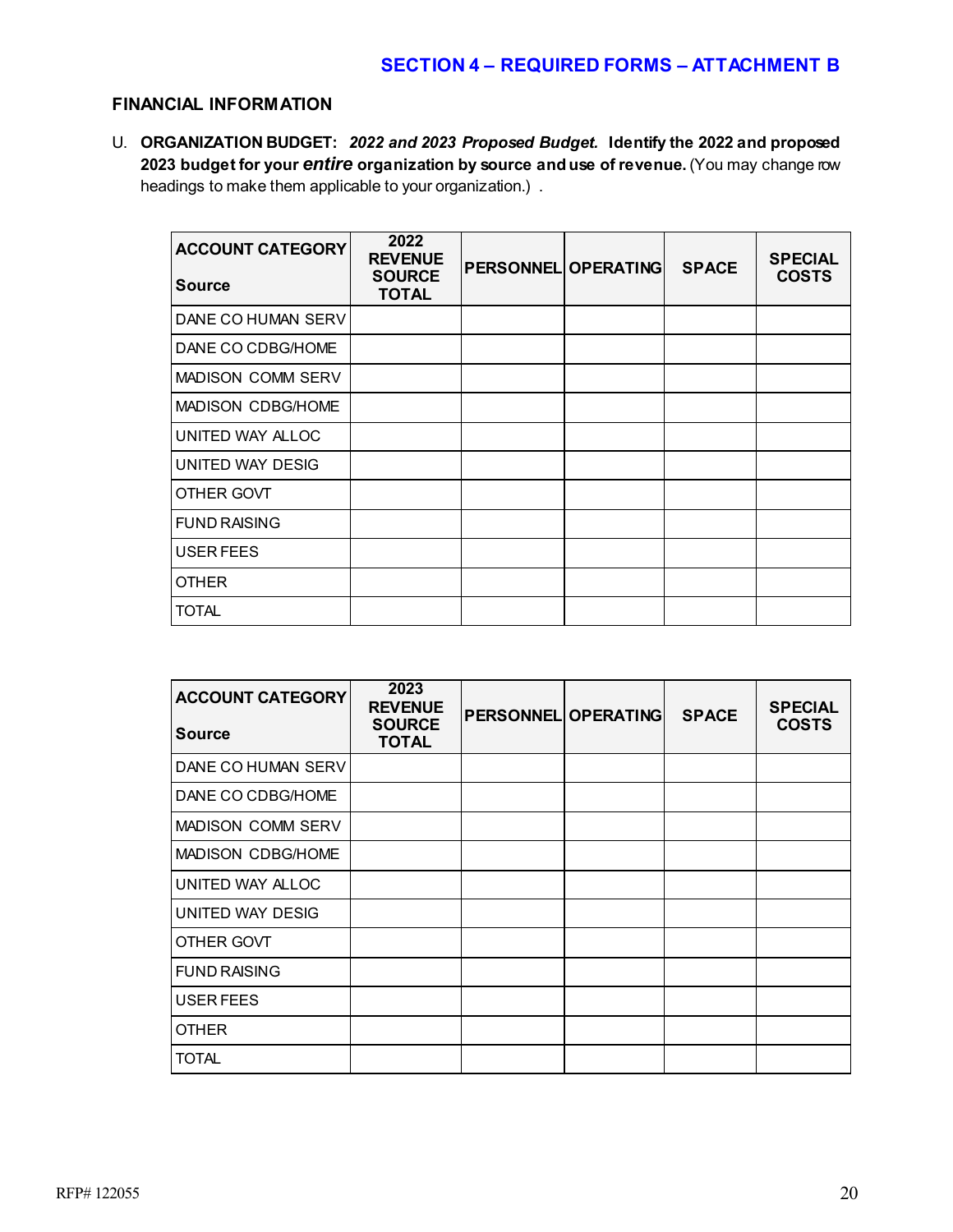## SECTION 4 – REQUIRED FORMS – ATTACHMENT B

### FINANCIAL INFORMATION

U. **ORGANIZATION BUDGET:** ***2022 and 2023 Proposed Budget.*** **Identify the 2022 and proposed 2023 budget for your *entire* organization by source and use of revenue.** (You may change row headings to make them applicable to your organization.) .

| ACCOUNT CATEGORY<br>Source | 2022 REVENUE SOURCE TOTAL | PERSONNEL | OPERATING | SPACE | SPECIAL COSTS |
|---|---|---|---|---|---|
| DANE CO HUMAN SERV | | | | | |
| DANE CO CDBG/HOME | | | | | |
| MADISON COMM SERV | | | | | |
| MADISON CDBG/HOME | | | | | |
| UNITED WAY ALLOC | | | | | |
| UNITED WAY DESIG | | | | | |
| OTHER GOVT | | | | | |
| FUND RAISING | | | | | |
| USER FEES | | | | | |
| OTHER | | | | | |
| TOTAL | | | | | |

| ACCOUNT CATEGORY<br>Source | 2023 REVENUE SOURCE TOTAL | PERSONNEL | OPERATING | SPACE | SPECIAL COSTS |
|---|---|---|---|---|---|
| DANE CO HUMAN SERV | | | | | |
| DANE CO CDBG/HOME | | | | | |
| MADISON COMM SERV | | | | | |
| MADISON CDBG/HOME | | | | | |
| UNITED WAY ALLOC | | | | | |
| UNITED WAY DESIG | | | | | |
| OTHER GOVT | | | | | |
| FUND RAISING | | | | | |
| USER FEES | | | | | |
| OTHER | | | | | |
| TOTAL | | | | | |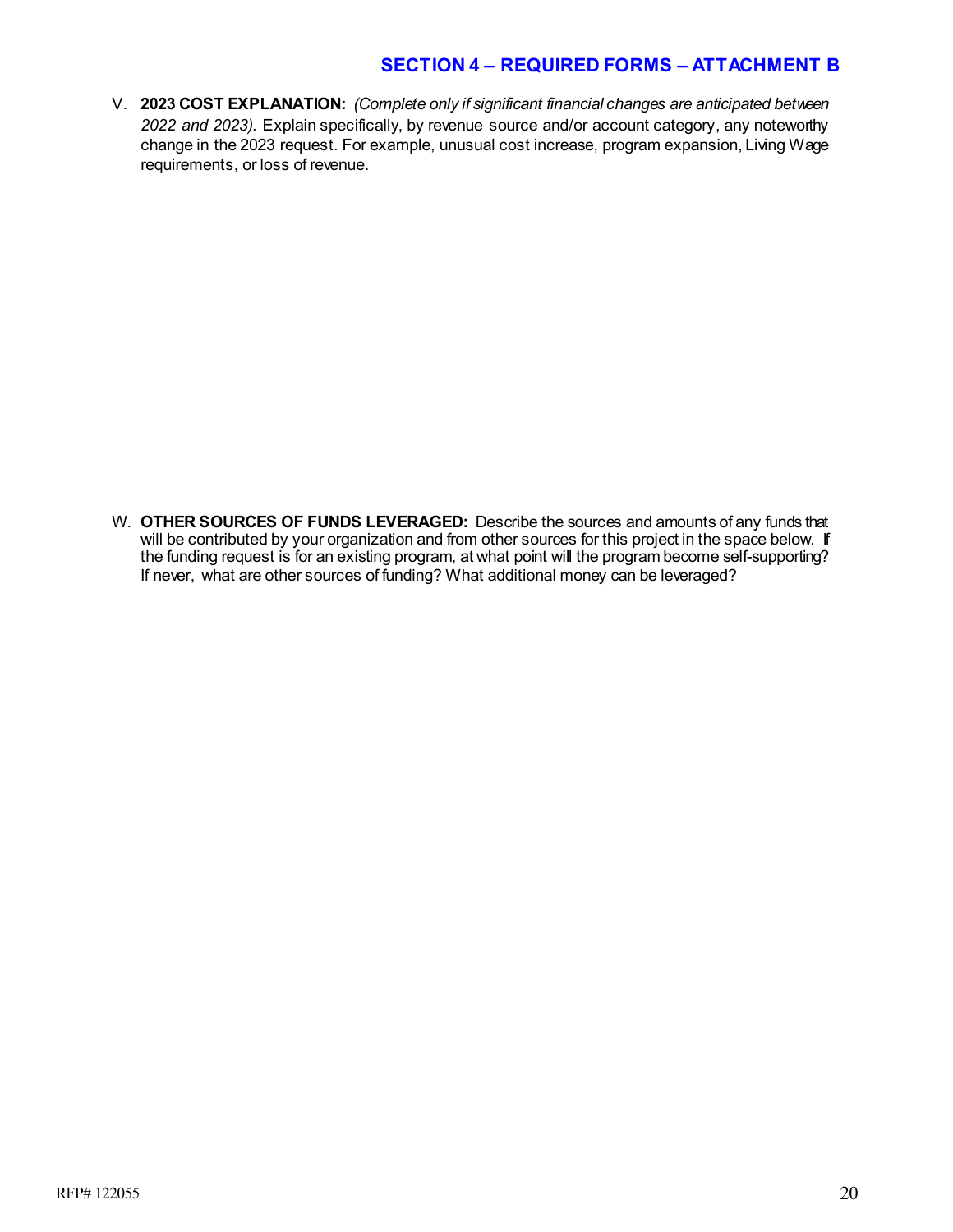## SECTION 4 – REQUIRED FORMS – ATTACHMENT B

V. **2023 COST EXPLANATION:** *(Complete only if significant financial changes are anticipated between 2022 and 2023).* Explain specifically, by revenue source and/or account category, any noteworthy change in the 2023 request. For example, unusual cost increase, program expansion, Living Wage requirements, or loss of revenue.

W. **OTHER SOURCES OF FUNDS LEVERAGED:** Describe the sources and amounts of any funds that will be contributed by your organization and from other sources for this project in the space below. If the funding request is for an existing program, at what point will the program become self-supporting? If never, what are other sources of funding? What additional money can be leveraged?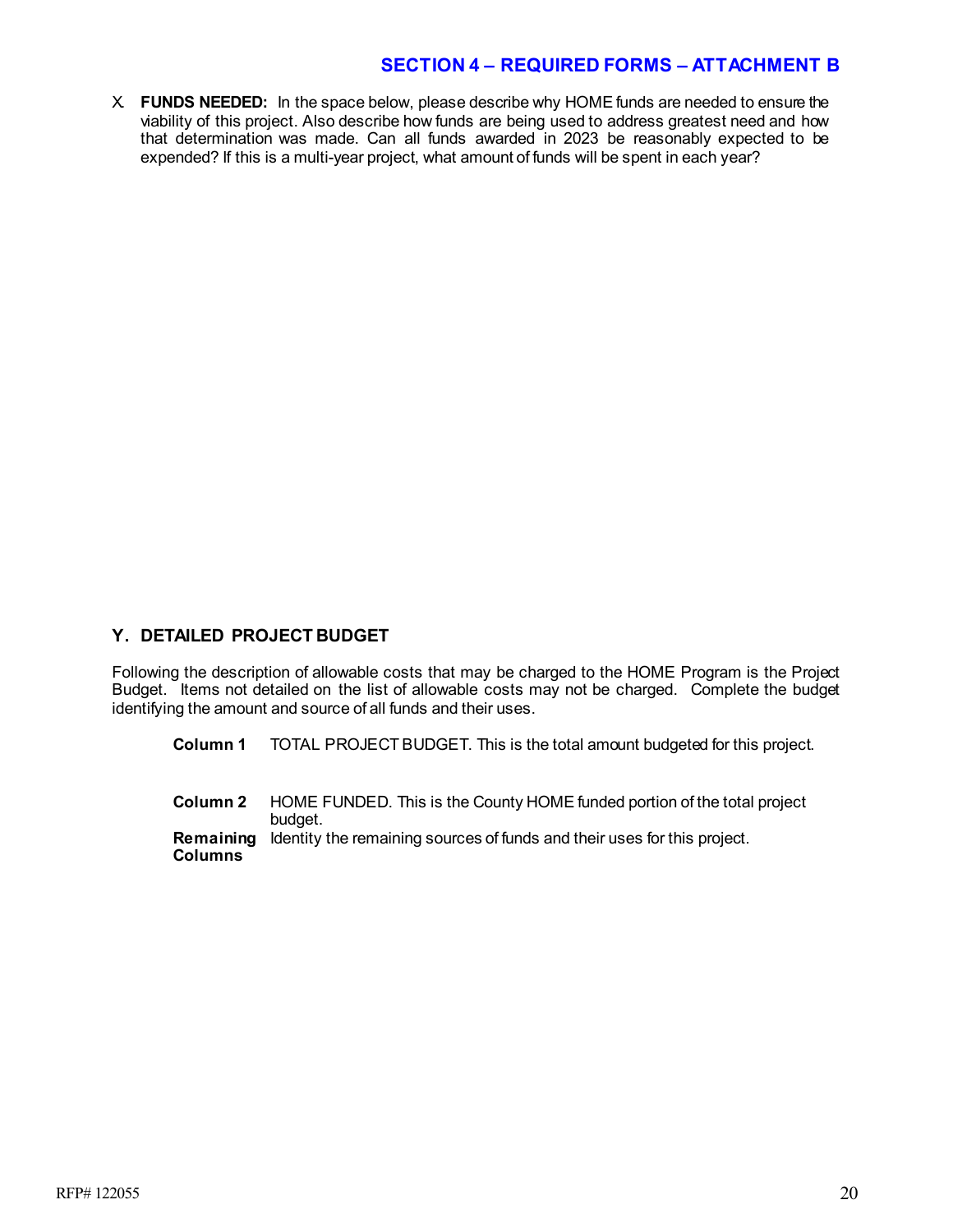## SECTION 4 – REQUIRED FORMS – ATTACHMENT B

X. **FUNDS NEEDED:** In the space below, please describe why HOME funds are needed to ensure the viability of this project. Also describe how funds are being used to address greatest need and how that determination was made. Can all funds awarded in 2023 be reasonably expected to be expended? If this is a multi-year project, what amount of funds will be spent in each year?

### Y. DETAILED PROJECT BUDGET

Following the description of allowable costs that may be charged to the HOME Program is the Project Budget. Items not detailed on the list of allowable costs may not be charged. Complete the budget identifying the amount and source of all funds and their uses.

| | |
|---|---|
| **Column 1** | TOTAL PROJECT BUDGET. This is the total amount budgeted for this project. |
| **Column 2** | HOME FUNDED. This is the County HOME funded portion of the total project budget. |
| **Remaining Columns** | Identity the remaining sources of funds and their uses for this project. |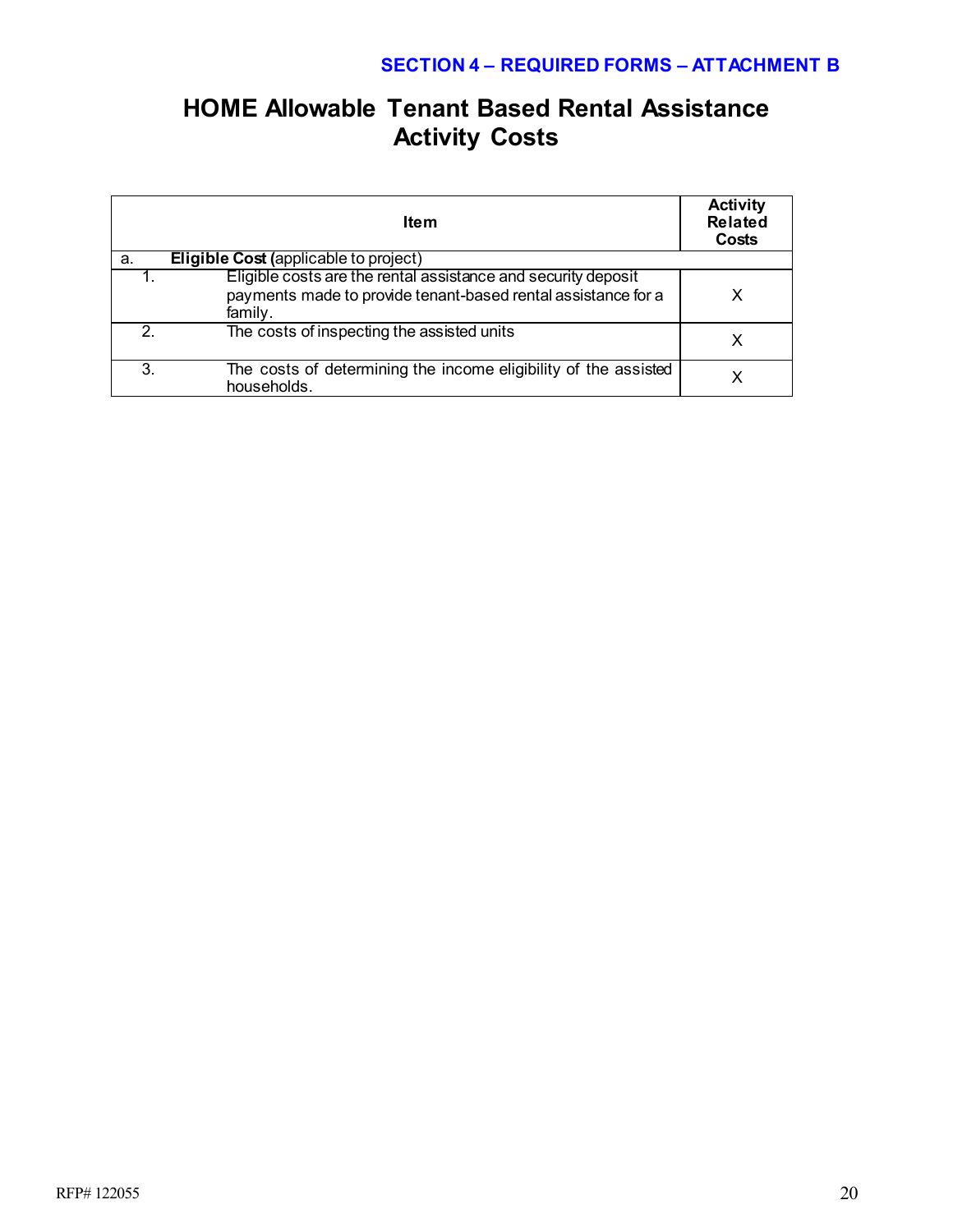**SECTION 4 – REQUIRED FORMS – ATTACHMENT B**

# HOME Allowable Tenant Based Rental Assistance Activity Costs

| Item | | Activity Related Costs |
|---|---|---|
| a. | **Eligible Cost (**applicable to project) | |
| 1. | Eligible costs are the rental assistance and security deposit payments made to provide tenant-based rental assistance for a family. | X |
| 2. | The costs of inspecting the assisted units | X |
| 3. | The costs of determining the income eligibility of the assisted households. | X |

RFP# 122055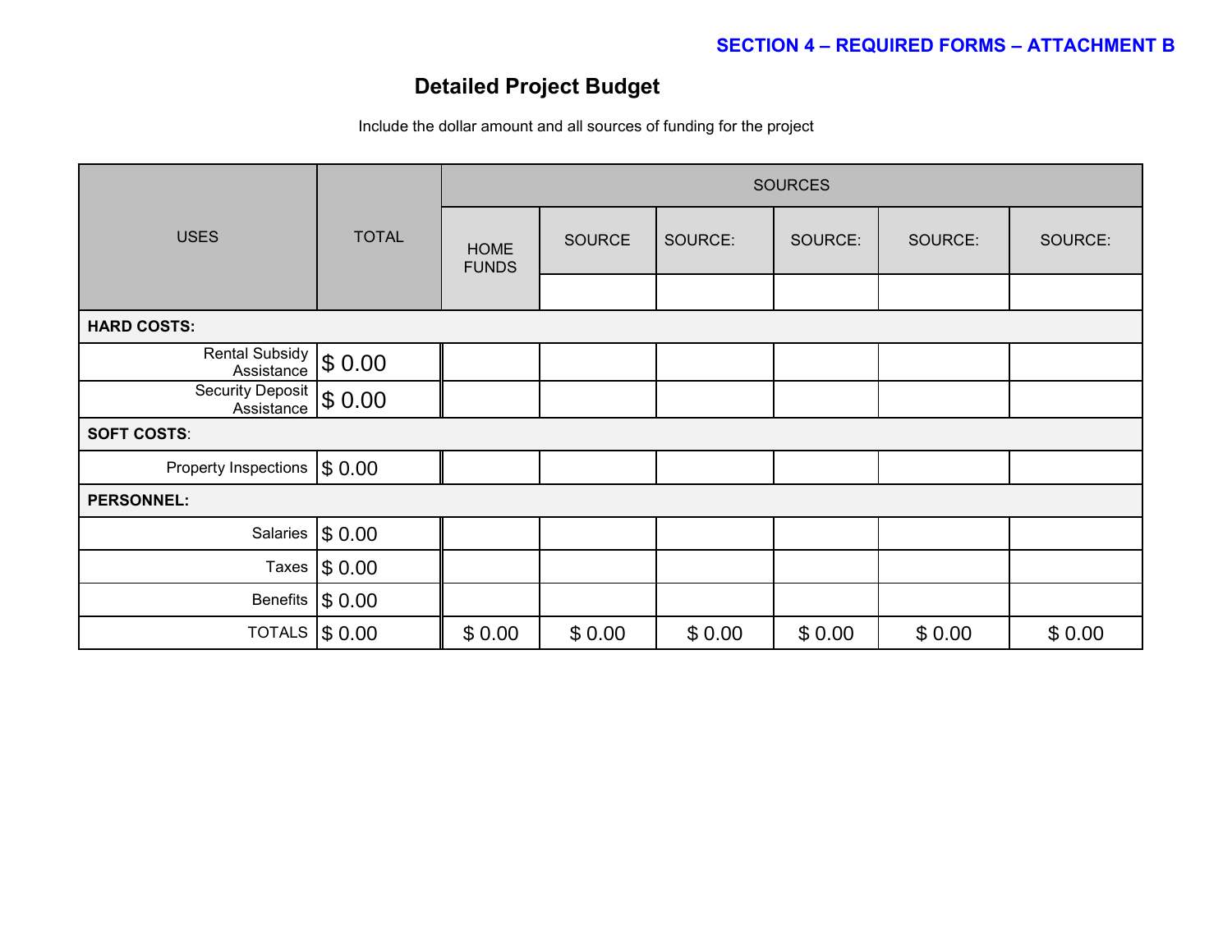**SECTION 4 – REQUIRED FORMS – ATTACHMENT B**

## Detailed Project Budget

Include the dollar amount and all sources of funding for the project

| USES | TOTAL | SOURCES | | | | | |
|---|---|---|---|---|---|---|---|
| | | HOME FUNDS | SOURCE | SOURCE: | SOURCE: | SOURCE: | SOURCE: |
| **HARD COSTS:** | | | | | | | |
| Rental Subsidy Assistance | $ 0.00 | | | | | | |
| Security Deposit Assistance | $ 0.00 | | | | | | |
| **SOFT COSTS**: | | | | | | | |
| Property Inspections | $ 0.00 | | | | | | |
| **PERSONNEL:** | | | | | | | |
| Salaries | $ 0.00 | | | | | | |
| Taxes | $ 0.00 | | | | | | |
| Benefits | $ 0.00 | | | | | | |
| TOTALS | $ 0.00 | $ 0.00 | $ 0.00 | $ 0.00 | $ 0.00 | $ 0.00 | $ 0.00 |